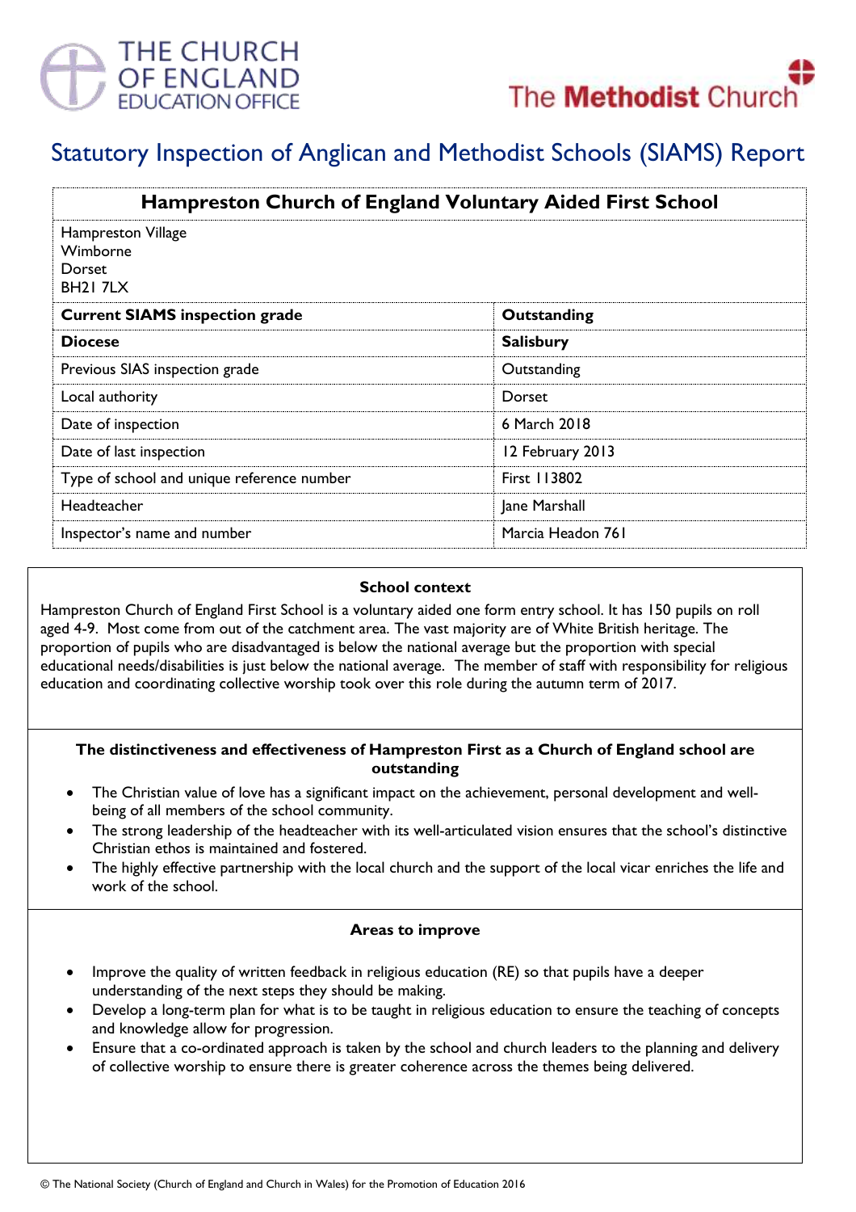# Statutory Inspection of Anglican and Methodist Schools (SIAMS) Report

| Hampreston Church of England Voluntary Aided First School | |
|---|---|
| Hampreston Village<br>Wimborne<br>Dorset<br>BH21 7LX | |
| **Current SIAMS inspection grade** | **Outstanding** |
| **Diocese** | **Salisbury** |
| Previous SIAS inspection grade | Outstanding |
| Local authority | Dorset |
| Date of inspection | 6 March 2018 |
| Date of last inspection | 12 February 2013 |
| Type of school and unique reference number | First 113802 |
| Headteacher | Jane Marshall |
| Inspector's name and number | Marcia Headon 761 |

### School context

Hampreston Church of England First School is a voluntary aided one form entry school. It has 150 pupils on roll aged 4-9. Most come from out of the catchment area. The vast majority are of White British heritage. The proportion of pupils who are disadvantaged is below the national average but the proportion with special educational needs/disabilities is just below the national average. The member of staff with responsibility for religious education and coordinating collective worship took over this role during the autumn term of 2017.

### The distinctiveness and effectiveness of Hampreston First as a Church of England school are outstanding

- The Christian value of love has a significant impact on the achievement, personal development and well-being of all members of the school community.
- The strong leadership of the headteacher with its well-articulated vision ensures that the school's distinctive Christian ethos is maintained and fostered.
- The highly effective partnership with the local church and the support of the local vicar enriches the life and work of the school.

### Areas to improve

- Improve the quality of written feedback in religious education (RE) so that pupils have a deeper understanding of the next steps they should be making.
- Develop a long-term plan for what is to be taught in religious education to ensure the teaching of concepts and knowledge allow for progression.
- Ensure that a co-ordinated approach is taken by the school and church leaders to the planning and delivery of collective worship to ensure there is greater coherence across the themes being delivered.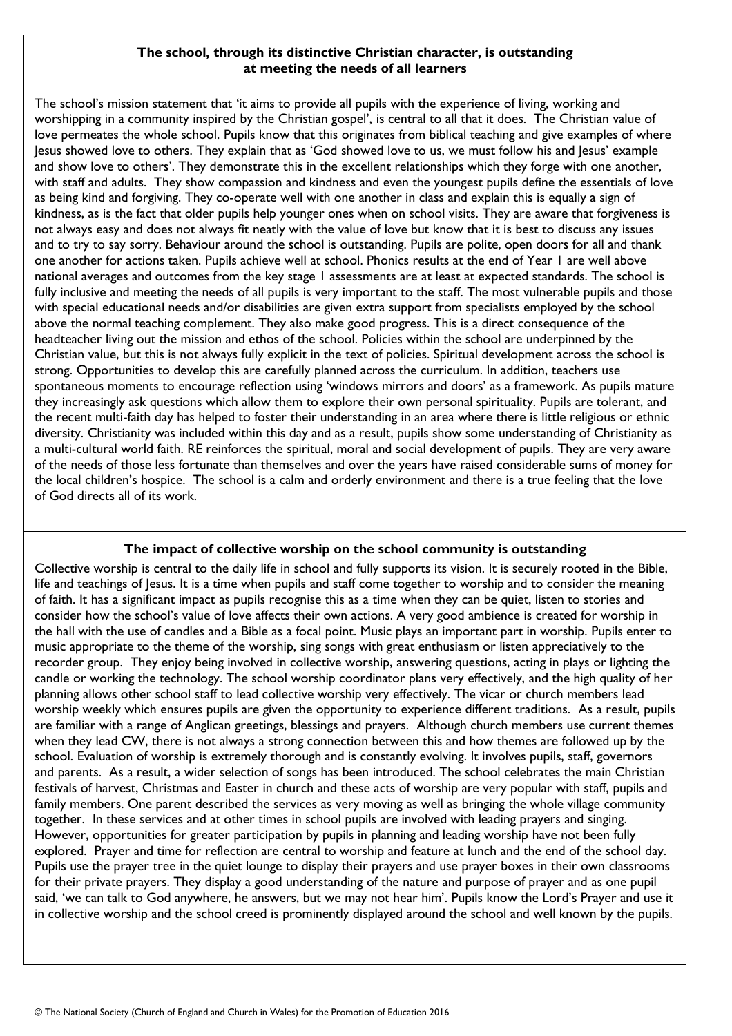## The school, through its distinctive Christian character, is outstanding at meeting the needs of all learners

The school's mission statement that 'it aims to provide all pupils with the experience of living, working and worshipping in a community inspired by the Christian gospel', is central to all that it does. The Christian value of love permeates the whole school. Pupils know that this originates from biblical teaching and give examples of where Jesus showed love to others. They explain that as 'God showed love to us, we must follow his and Jesus' example and show love to others'. They demonstrate this in the excellent relationships which they forge with one another, with staff and adults. They show compassion and kindness and even the youngest pupils define the essentials of love as being kind and forgiving. They co-operate well with one another in class and explain this is equally a sign of kindness, as is the fact that older pupils help younger ones when on school visits. They are aware that forgiveness is not always easy and does not always fit neatly with the value of love but know that it is best to discuss any issues and to try to say sorry. Behaviour around the school is outstanding. Pupils are polite, open doors for all and thank one another for actions taken. Pupils achieve well at school. Phonics results at the end of Year 1 are well above national averages and outcomes from the key stage 1 assessments are at least at expected standards. The school is fully inclusive and meeting the needs of all pupils is very important to the staff. The most vulnerable pupils and those with special educational needs and/or disabilities are given extra support from specialists employed by the school above the normal teaching complement. They also make good progress. This is a direct consequence of the headteacher living out the mission and ethos of the school. Policies within the school are underpinned by the Christian value, but this is not always fully explicit in the text of policies. Spiritual development across the school is strong. Opportunities to develop this are carefully planned across the curriculum. In addition, teachers use spontaneous moments to encourage reflection using 'windows mirrors and doors' as a framework. As pupils mature they increasingly ask questions which allow them to explore their own personal spirituality. Pupils are tolerant, and the recent multi-faith day has helped to foster their understanding in an area where there is little religious or ethnic diversity. Christianity was included within this day and as a result, pupils show some understanding of Christianity as a multi-cultural world faith. RE reinforces the spiritual, moral and social development of pupils. They are very aware of the needs of those less fortunate than themselves and over the years have raised considerable sums of money for the local children's hospice. The school is a calm and orderly environment and there is a true feeling that the love of God directs all of its work.

## The impact of collective worship on the school community is outstanding

Collective worship is central to the daily life in school and fully supports its vision. It is securely rooted in the Bible, life and teachings of Jesus. It is a time when pupils and staff come together to worship and to consider the meaning of faith. It has a significant impact as pupils recognise this as a time when they can be quiet, listen to stories and consider how the school's value of love affects their own actions. A very good ambience is created for worship in the hall with the use of candles and a Bible as a focal point. Music plays an important part in worship. Pupils enter to music appropriate to the theme of the worship, sing songs with great enthusiasm or listen appreciatively to the recorder group. They enjoy being involved in collective worship, answering questions, acting in plays or lighting the candle or working the technology. The school worship coordinator plans very effectively, and the high quality of her planning allows other school staff to lead collective worship very effectively. The vicar or church members lead worship weekly which ensures pupils are given the opportunity to experience different traditions. As a result, pupils are familiar with a range of Anglican greetings, blessings and prayers. Although church members use current themes when they lead CW, there is not always a strong connection between this and how themes are followed up by the school. Evaluation of worship is extremely thorough and is constantly evolving. It involves pupils, staff, governors and parents. As a result, a wider selection of songs has been introduced. The school celebrates the main Christian festivals of harvest, Christmas and Easter in church and these acts of worship are very popular with staff, pupils and family members. One parent described the services as very moving as well as bringing the whole village community together. In these services and at other times in school pupils are involved with leading prayers and singing. However, opportunities for greater participation by pupils in planning and leading worship have not been fully explored. Prayer and time for reflection are central to worship and feature at lunch and the end of the school day. Pupils use the prayer tree in the quiet lounge to display their prayers and use prayer boxes in their own classrooms for their private prayers. They display a good understanding of the nature and purpose of prayer and as one pupil said, 'we can talk to God anywhere, he answers, but we may not hear him'. Pupils know the Lord's Prayer and use it in collective worship and the school creed is prominently displayed around the school and well known by the pupils.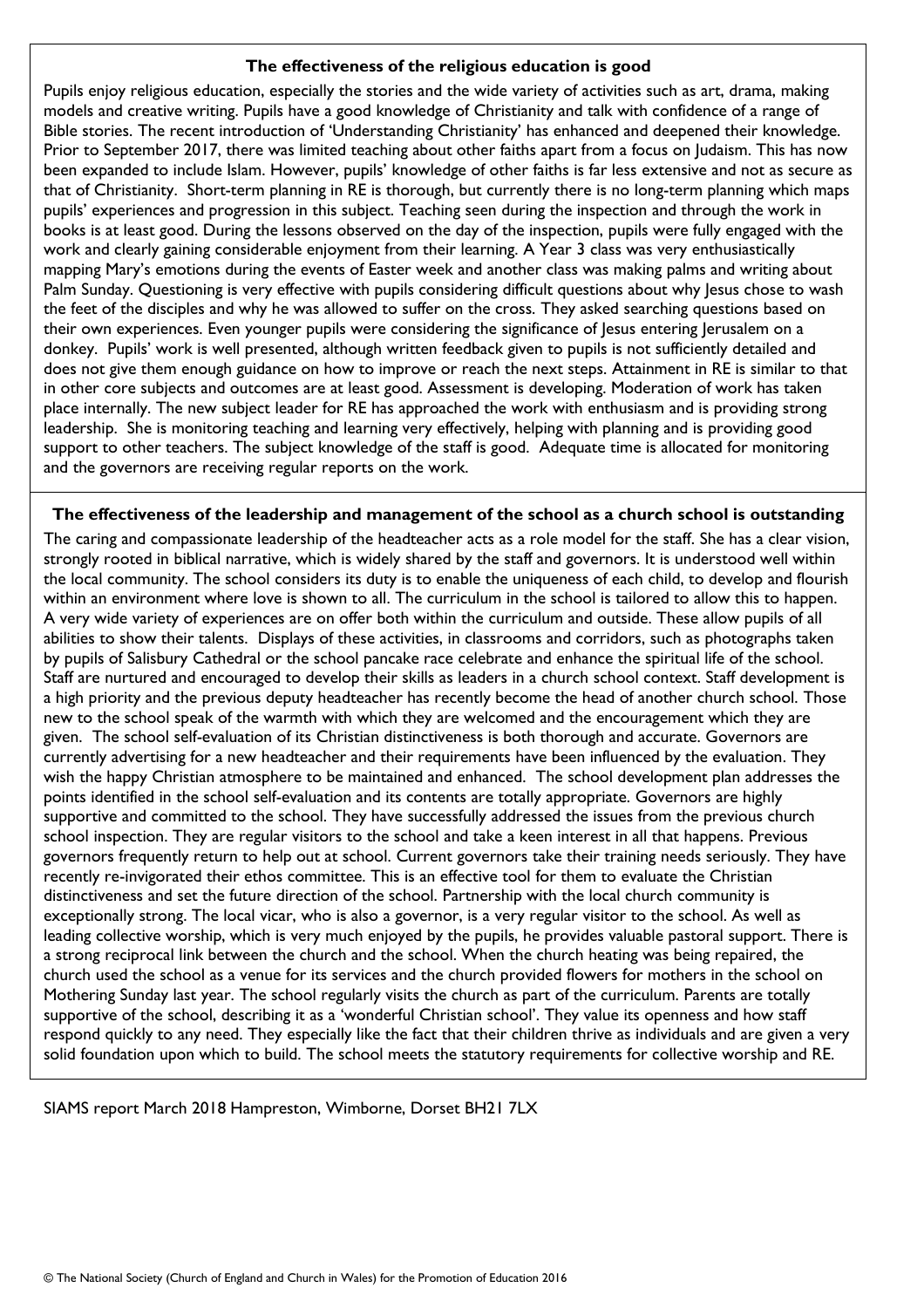## The effectiveness of the religious education is good

Pupils enjoy religious education, especially the stories and the wide variety of activities such as art, drama, making models and creative writing. Pupils have a good knowledge of Christianity and talk with confidence of a range of Bible stories. The recent introduction of 'Understanding Christianity' has enhanced and deepened their knowledge. Prior to September 2017, there was limited teaching about other faiths apart from a focus on Judaism. This has now been expanded to include Islam. However, pupils' knowledge of other faiths is far less extensive and not as secure as that of Christianity. Short-term planning in RE is thorough, but currently there is no long-term planning which maps pupils' experiences and progression in this subject. Teaching seen during the inspection and through the work in books is at least good. During the lessons observed on the day of the inspection, pupils were fully engaged with the work and clearly gaining considerable enjoyment from their learning. A Year 3 class was very enthusiastically mapping Mary's emotions during the events of Easter week and another class was making palms and writing about Palm Sunday. Questioning is very effective with pupils considering difficult questions about why Jesus chose to wash the feet of the disciples and why he was allowed to suffer on the cross. They asked searching questions based on their own experiences. Even younger pupils were considering the significance of Jesus entering Jerusalem on a donkey. Pupils' work is well presented, although written feedback given to pupils is not sufficiently detailed and does not give them enough guidance on how to improve or reach the next steps. Attainment in RE is similar to that in other core subjects and outcomes are at least good. Assessment is developing. Moderation of work has taken place internally. The new subject leader for RE has approached the work with enthusiasm and is providing strong leadership. She is monitoring teaching and learning very effectively, helping with planning and is providing good support to other teachers. The subject knowledge of the staff is good. Adequate time is allocated for monitoring and the governors are receiving regular reports on the work.

## The effectiveness of the leadership and management of the school as a church school is outstanding

The caring and compassionate leadership of the headteacher acts as a role model for the staff. She has a clear vision, strongly rooted in biblical narrative, which is widely shared by the staff and governors. It is understood well within the local community. The school considers its duty is to enable the uniqueness of each child, to develop and flourish within an environment where love is shown to all. The curriculum in the school is tailored to allow this to happen. A very wide variety of experiences are on offer both within the curriculum and outside. These allow pupils of all abilities to show their talents. Displays of these activities, in classrooms and corridors, such as photographs taken by pupils of Salisbury Cathedral or the school pancake race celebrate and enhance the spiritual life of the school. Staff are nurtured and encouraged to develop their skills as leaders in a church school context. Staff development is a high priority and the previous deputy headteacher has recently become the head of another church school. Those new to the school speak of the warmth with which they are welcomed and the encouragement which they are given. The school self-evaluation of its Christian distinctiveness is both thorough and accurate. Governors are currently advertising for a new headteacher and their requirements have been influenced by the evaluation. They wish the happy Christian atmosphere to be maintained and enhanced. The school development plan addresses the points identified in the school self-evaluation and its contents are totally appropriate. Governors are highly supportive and committed to the school. They have successfully addressed the issues from the previous church school inspection. They are regular visitors to the school and take a keen interest in all that happens. Previous governors frequently return to help out at school. Current governors take their training needs seriously. They have recently re-invigorated their ethos committee. This is an effective tool for them to evaluate the Christian distinctiveness and set the future direction of the school. Partnership with the local church community is exceptionally strong. The local vicar, who is also a governor, is a very regular visitor to the school. As well as leading collective worship, which is very much enjoyed by the pupils, he provides valuable pastoral support. There is a strong reciprocal link between the church and the school. When the church heating was being repaired, the church used the school as a venue for its services and the church provided flowers for mothers in the school on Mothering Sunday last year. The school regularly visits the church as part of the curriculum. Parents are totally supportive of the school, describing it as a 'wonderful Christian school'. They value its openness and how staff respond quickly to any need. They especially like the fact that their children thrive as individuals and are given a very solid foundation upon which to build. The school meets the statutory requirements for collective worship and RE.

SIAMS report March 2018 Hampreston, Wimborne, Dorset BH21 7LX

© The National Society (Church of England and Church in Wales) for the Promotion of Education 2016